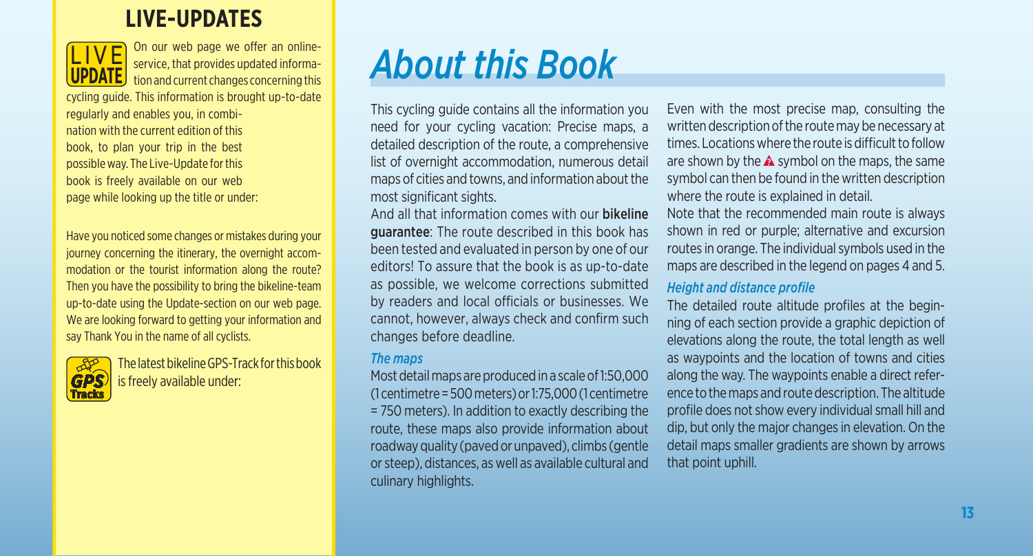## LIVE-UPDATES

On our web page we offer an online-service, that provides updated information and current changes concerning this cycling guide. This information is brought up-to-date regularly and enables you, in combination with the current edition of this book, to plan your trip in the best possible way. The Live-Update for this book is freely available on our web page while looking up the title or under:

Have you noticed some changes or mistakes during your journey concerning the itinerary, the overnight accommodation or the tourist information along the route? Then you have the possibility to bring the bikeline-team up-to-date using the Update-section on our web page. We are looking forward to getting your information and say Thank You in the name of all cyclists.

The latest bikeline GPS-Track for this book is freely available under:

# *About this Book*

This cycling guide contains all the information you need for your cycling vacation: Precise maps, a detailed description of the route, a comprehensive list of overnight accommodation, numerous detail maps of cities and towns, and information about the most significant sights.

And all that information comes with our **bikeline guarantee**: The route described in this book has been tested and evaluated in person by one of our editors! To assure that the book is as up-to-date as possible, we welcome corrections submitted by readers and local officials or businesses. We cannot, however, always check and confirm such changes before deadline.

### *The maps*

Most detail maps are produced in a scale of 1:50,000 (1 centimetre = 500 meters) or 1:75,000 (1 centimetre = 750 meters). In addition to exactly describing the route, these maps also provide information about roadway quality (paved or unpaved), climbs (gentle or steep), distances, as well as available cultural and culinary highlights.

Even with the most precise map, consulting the written description of the route may be necessary at times. Locations where the route is difficult to follow are shown by the ! symbol on the maps, the same symbol can then be found in the written description where the route is explained in detail.

Note that the recommended main route is always shown in red or purple; alternative and excursion routes in orange. The individual symbols used in the maps are described in the legend on pages 4 and 5.

### *Height and distance profile*

The detailed route altitude profiles at the beginning of each section provide a graphic depiction of elevations along the route, the total length as well as waypoints and the location of towns and cities along the way. The waypoints enable a direct reference to the maps and route description. The altitude profile does not show every individual small hill and dip, but only the major changes in elevation. On the detail maps smaller gradients are shown by arrows that point uphill.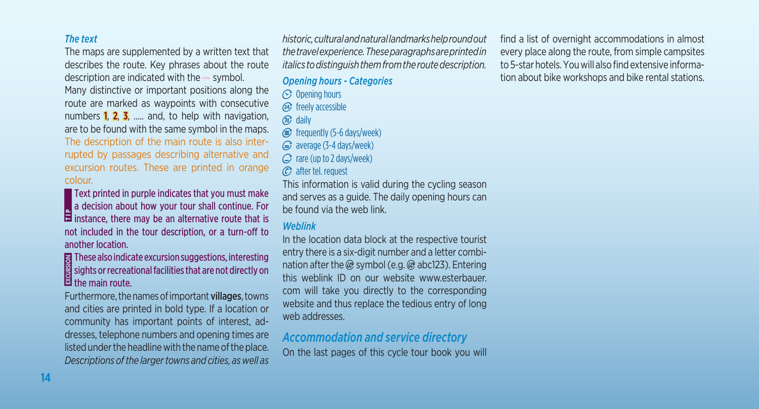### *The text*

The maps are supplemented by a written text that describes the route. Key phrases about the route description are indicated with the ~ symbol.

Many distinctive or important positions along the route are marked as waypoints with consecutive numbers **1**, **2**, **3**, ..... and, to help with navigation, are to be found with the same symbol in the maps.

The description of the main route is also interrupted by passages describing alternative and excursion routes. These are printed in orange colour.

TIP: Text printed in purple indicates that you must make a decision about how your tour shall continue. For instance, there may be an alternative route that is not included in the tour description, or a turn-off to another location.

EXCURSION: These also indicate excursion suggestions, interesting sights or recreational facilities that are not directly on the main route.

Furthermore, the names of important **villages**, towns and cities are printed in bold type. If a location or community has important points of interest, addresses, telephone numbers and opening times are listed under the headline with the name of the place. *Descriptions of the larger towns and cities, as well as historic, cultural and natural landmarks help round out the travel experience. These paragraphs are printed in italics to distinguish them from the route description.*

### *Opening hours - Categories*

- Opening hours
- freely accessible
- daily
- frequently (5-6 days/week)
- average (3-4 days/week)
- rare (up to 2 days/week)
- after tel. request

This information is valid during the cycling season and serves as a guide. The daily opening hours can be found via the web link.

### *Weblink*

In the location data block at the respective tourist entry there is a six-digit number and a letter combination after the @ symbol (e.g. @ abc123). Entering this weblink ID on our website www.esterbauer.com will take you directly to the corresponding website and thus replace the tedious entry of long web addresses.

## *Accommodation and service directory*

On the last pages of this cycle tour book you will find a list of overnight accommodations in almost every place along the route, from simple campsites to 5-star hotels. You will also find extensive information about bike workshops and bike rental stations.